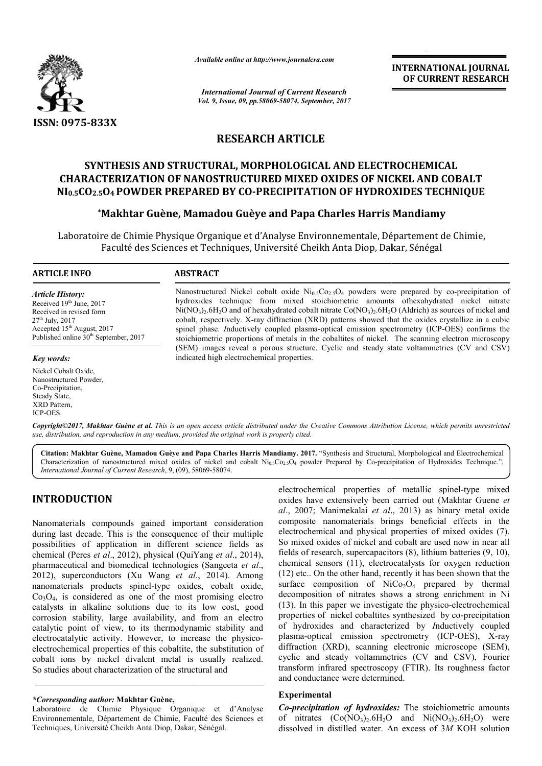*Available online at http://www.journalcra.com*

*International Journal of Current Research*
*Vol. 9, Issue, 09, pp.58069-58074, September, 2017*

**INTERNATIONAL JOURNAL OF CURRENT RESEARCH**

ISSN: 0975-833X

# RESEARCH ARTICLE

## SYNTHESIS AND STRUCTURAL, MORPHOLOGICAL AND ELECTROCHEMICAL CHARACTERIZATION OF NANOSTRUCTURED MIXED OXIDES OF NICKEL AND COBALT $NI_{0.5}CO_{2.5}O_4$ POWDER PREPARED BY CO-PRECIPITATION OF HYDROXIDES TECHNIQUE

**\*Makhtar Guène, Mamadou Guèye and Papa Charles Harris Mandiamy**

Laboratoire de Chimie Physique Organique et d'Analyse Environnementale, Département de Chimie, Faculté des Sciences et Techniques, Université Cheikh Anta Diop, Dakar, Sénégal

### ARTICLE INFO

*Article History:*
Received 19th June, 2017
Received in revised form
27th July, 2017
Accepted 15th August, 2017
Published online 30th September, 2017

*Key words:*
Nickel Cobalt Oxide,
Nanostructured Powder,
Co-Precipitation,
Steady State,
XRD Pattern,
ICP-OES.

### ABSTRACT

Nanostructured Nickel cobalt oxide $Ni_{0.5}Co_{2.5}O_4$ powders were prepared by co-precipitation of hydroxides technique from mixed stoichiometric amounts ofhexahydrated nickel nitrate $Ni(NO_3)_2.6H_2O$ and of hexahydrated cobalt nitrate $Co(NO_3)_2.6H_2O$ (Aldrich) as sources of nickel and cobalt, respectively. X-ray diffraction (XRD) patterns showed that the oxides crystallize in a cubic spinel phase. *I*nductively coupled plasma-optical emission spectrometry (ICP-OES) confirms the stoichiometric proportions of metals in the cobaltites of nickel. The scanning electron microscopy (SEM) images reveal a porous structure. Cyclic and steady state voltammetries (CV and CSV) indicated high electrochemical properties.

*Copyright©2017, Makhtar Guène et al. This is an open access article distributed under the Creative Commons Attribution License, which permits unrestricted use, distribution, and reproduction in any medium, provided the original work is properly cited.*

**Citation: Makhtar Guène, Mamadou Guèye and Papa Charles Harris Mandiamy. 2017.** "Synthesis and Structural, Morphological and Electrochemical Characterization of nanostructured mixed oxides of nickel and cobalt $Ni_{0.5}Co_{2.5}O_4$ powder Prepared by Co-precipitation of Hydroxides Technique.", *International Journal of Current Research*, 9, (09), 58069-58074.

## INTRODUCTION

Nanomaterials compounds gained important consideration during last decade. This is the consequence of their multiple possibilities of application in different science fields as chemical (Peres *et al*., 2012), physical (QuiYang *et al*., 2014), pharmaceutical and biomedical technologies (Sangeeta *et al*., 2012), superconductors (Xu Wang *et al*., 2014). Among nanomaterials products spinel-type oxides, cobalt oxide, $Co_3O_4$, is considered as one of the most promising electro catalysts in alkaline solutions due to its low cost, good corrosion stability, large availability, and from an electro catalytic point of view, to its thermodynamic stability and electrocatalytic activity. However, to increase the physico-electrochemical properties of this cobaltite, the substitution of cobalt ions by nickel divalent metal is usually realized. So studies about characterization of the structural and electrochemical properties of metallic spinel-type mixed oxides have extensively been carried out (Makhtar Guene *et al*., 2007; Manimekalai *et al*., 2013) as binary metal oxide composite nanomaterials brings beneficial effects in the electrochemical and physical properties of mixed oxides (7). So mixed oxides of nickel and cobalt are used now in near all fields of research, supercapacitors (8), lithium batteries (9, 10), chemical sensors (11), electrocatalysts for oxygen reduction (12) etc.. On the other hand, recently it has been shown that the surface composition of $NiCo_2O_4$ prepared by thermal decomposition of nitrates shows a strong enrichment in Ni (13). In this paper we investigate the physico-electrochemical properties of nickel cobaltites synthesized by co-precipitation of hydroxides and characterized by *I*nductively coupled plasma-optical emission spectrometry (ICP-OES), X-ray diffraction (XRD), scanning electronic microscope (SEM), cyclic and steady voltammetries (CV and CSV), Fourier transform infrared spectroscopy (FTIR). Its roughness factor and conductance were determined.

*\*Corresponding author:* **Makhtar Guène,**
Laboratoire de Chimie Physique Organique et d'Analyse Environnementale, Département de Chimie, Faculté des Sciences et Techniques, Université Cheikh Anta Diop, Dakar, Sénégal.

### Experimental

***Co-precipitation of hydroxides:*** The stoichiometric amounts of nitrates ($Co(NO_3)_2.6H_2O$ and $Ni(NO_3)_2.6H_2O$) were dissolved in distilled water. An excess of 3*M* KOH solution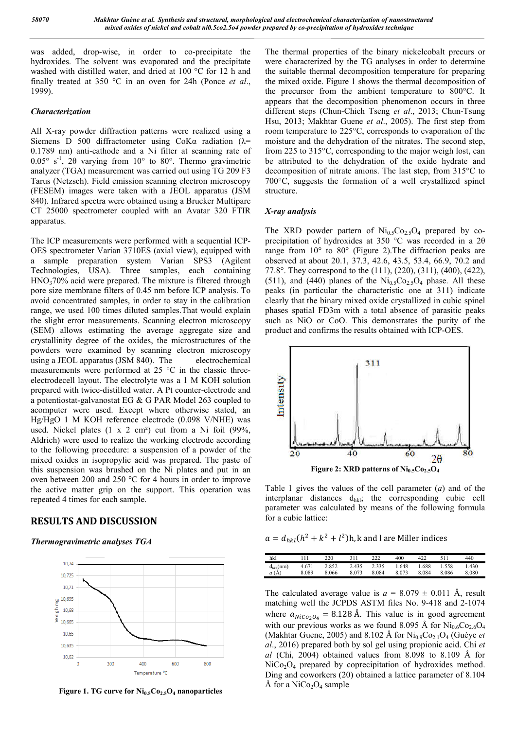was added, drop-wise, in order to co-precipitate the hydroxides. The solvent was evaporated and the precipitate washed with distilled water, and dried at 100 °C for 12 h and finally treated at 350 °C in an oven for 24h (Ponce *et al*., 1999).

### *Characterization*

All X-ray powder diffraction patterns were realized using a Siemens D 500 diffractometer using CoKα radiation (λ= 0.1789 nm) anti-cathode and a Ni filter at scanning rate of 0.05° $s^{-1}$, 2θ varying from 10° to 80°. Thermo gravimetric analyzer (TGA) measurement was carried out using TG 209 F3 Tarus (Netzsch). Field emission scanning electron microscopy (FESEM) images were taken with a JEOL apparatus (JSM 840). Infrared spectra were obtained using a Brucker Multipare CT 25000 spectrometer coupled with an Avatar 320 FTIR apparatus.

The ICP measurements were performed with a sequential ICP-OES spectrometer Varian 3710ES (axial view), equipped with a sample preparation system Varian SPS3 (Agilent Technologies, USA). Three samples, each containing $HNO_3$70% acid were prepared. The mixture is filtered through pore size membrane filters of 0.45 nm before ICP analysis. To avoid concentrated samples, in order to stay in the calibration range, we used 100 times diluted samples.That would explain the slight error measurements. Scanning electron microscopy (SEM) allows estimating the average aggregate size and crystallinity degree of the oxides, the microstructures of the powders were examined by scanning electron microscopy using a JEOL apparatus (JSM 840). The electrochemical measurements were performed at 25 °C in the classic three-electrodecell layout. The electrolyte was a 1 M KOH solution prepared with twice-distilled water. A Pt counter-electrode and a potentiostat-galvanostat EG & G PAR Model 263 coupled to acomputer were used. Except where otherwise stated, an Hg/HgO 1 M KOH reference electrode (0.098 V/NHE) was used. Nickel plates (1 x 2 cm²) cut from a Ni foil (99%, Aldrich) were used to realize the working electrode according to the following procedure: a suspension of a powder of the mixed oxides in isopropylic acid was prepared. The paste of this suspension was brushed on the Ni plates and put in an oven between 200 and 250 °C for 4 hours in order to improve the active matter grip on the support. This operation was repeated 4 times for each sample.

## RESULTS AND DISCUSSION

### *Thermogravimetric analyses TGA*

**Figure 1. TG curve for $Ni_{0.5}Co_{2.5}O_4$ nanoparticles**

The thermal properties of the binary nickelcobalt precurs or were characterized by the TG analyses in order to determine the suitable thermal decomposition temperature for preparing the mixed oxide. Figure 1 shows the thermal decomposition of the precursor from the ambient temperature to 800°C. It appears that the decomposition phenomenon occurs in three different steps (Chun-Chieh Tseng *et al*., 2013; Chun-Tsung Hsu, 2013; Makhtar Guene *et al*., 2005). The first step from room temperature to 225°C, corresponds to evaporation of the moisture and the dehydration of the nitrates. The second step, from 225 to 315°C, corresponding to the major weigh lost, can be attributed to the dehydration of the oxide hydrate and decomposition of nitrate anions. The last step, from 315°C to 700°C, suggests the formation of a well crystallized spinel structure.

### *X-ray analysis*

The XRD powder pattern of $Ni_{0.5}Co_{2.5}O_4$ prepared by co-precipitation of hydroxides at 350 °C was recorded in a 2θ range from 10° to 80° (Figure 2).The diffraction peaks are observed at about 20.1, 37.3, 42.6, 43.5, 53.4, 66.9, 70.2 and 77.8°. They correspond to the (111), (220), (311), (400), (422), (511), and (440) planes of the $Ni_{0.5}Co_{2.5}O_4$ phase. All these peaks (in particular the characteristic one at 311) indicate clearly that the binary mixed oxide crystallized in cubic spinel phases spatial FD3m with a total absence of parasitic peaks such as NiO or CoO. This demonstrates the purity of the product and confirms the results obtained with ICP-OES.

**Figure 2: XRD patterns of $Ni_{0.5}Co_{2.5}O_4$**

Table 1 gives the values of the cell parameter (*a*) and of the interplanar distances $d_{hkl}$; the corresponding cubic cell parameter was calculated by means of the following formula for a cubic lattice:

$$a = d_{hkl}(h^2 + k^2 + l^2)\text{h, k and l are Miller indices}$$

| hkl | 111 | 220 | 311 | 222 | 400 | 422 | 511 | 440 |
|---|---|---|---|---|---|---|---|---|
| $d_{hkl}$(nm) | 4.671 | 2.852 | 2.435 | 2.335 | 1.648 | 1.688 | 1.558 | 1.430 |
| *a* (Å) | 8.089 | 8.066 | 8.073 | 8.084 | 8.073 | 8.084 | 8.086 | 8.080 |

The calculated average value is *a* = 8.079 ± 0.011 Å, result matching well the JCPDS ASTM files No. 9-418 and 2-1074 where $a_{NiCo_2O_4} = 8.128$ Å. This value is in good agreement with our previous works as we found 8.095 Å for $Ni_{0.6}Co_{2.6}O_4$ (Makhtar Guene, 2005) and 8.102 Å for $Ni_{0.9}Co_{2.1}O_4$ (Guèye *et al*., 2016) prepared both by sol gel using propionic acid. Chi *et al* (Chi, 2004) obtained values from 8.098 to 8.109 Å for $NiCo_2O_4$ prepared by coprecipitation of hydroxides method. Ding and coworkers (20) obtained a lattice parameter of 8.104 Å for a $NiCo_2O_4$ sample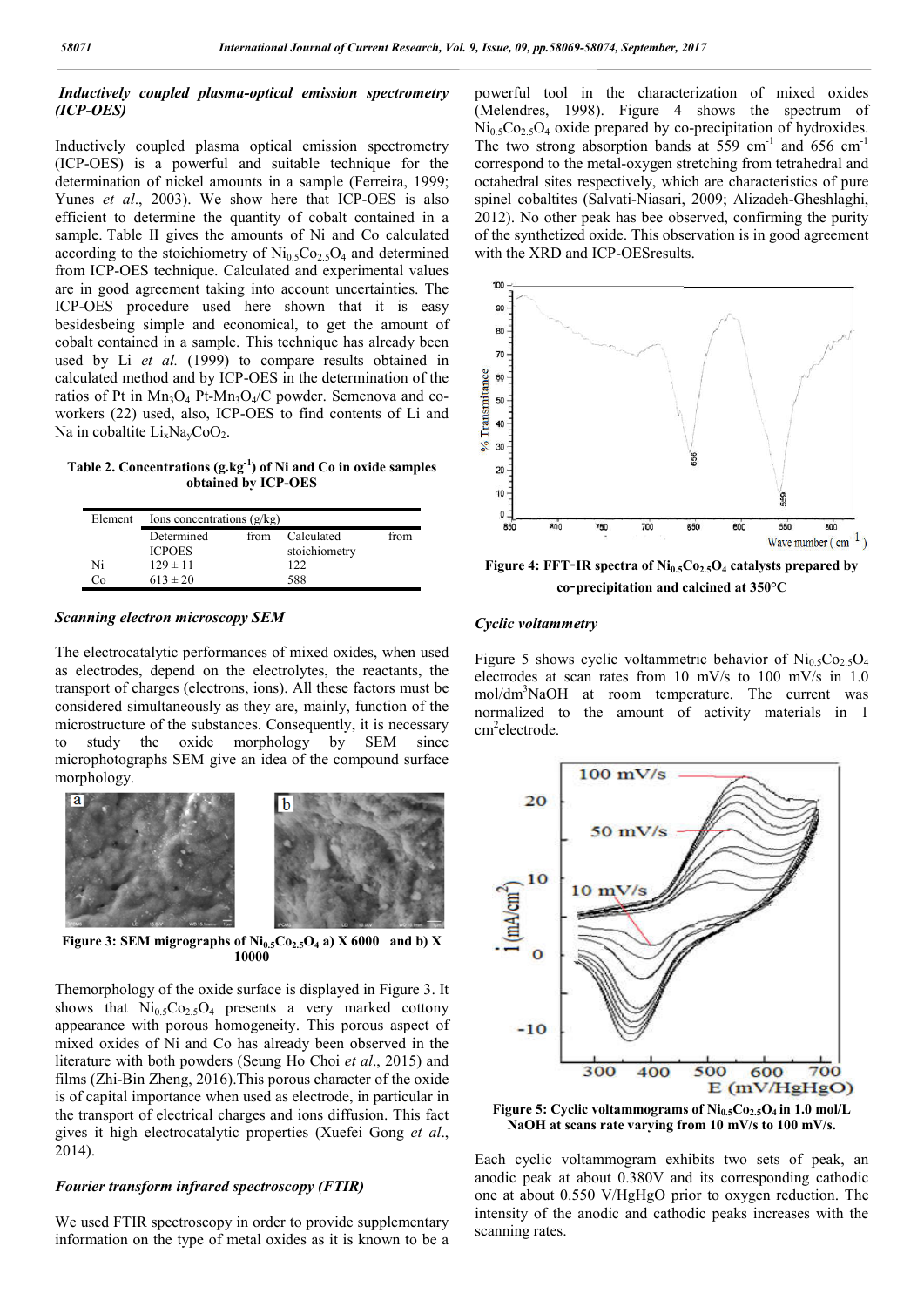### *Inductively coupled plasma-optical emission spectrometry (ICP-OES)*

Inductively coupled plasma optical emission spectrometry (ICP-OES) is a powerful and suitable technique for the determination of nickel amounts in a sample (Ferreira, 1999; Yunes *et al*., 2003). We show here that ICP-OES is also efficient to determine the quantity of cobalt contained in a sample. Table II gives the amounts of Ni and Co calculated according to the stoichiometry of $Ni_{0.5}Co_{2.5}O_4$ and determined from ICP-OES technique. Calculated and experimental values are in good agreement taking into account uncertainties. The ICP-OES procedure used here shown that it is easy besidesbeing simple and economical, to get the amount of cobalt contained in a sample. This technique has already been used by Li *et al.* (1999) to compare results obtained in calculated method and by ICP-OES in the determination of the ratios of Pt in $Mn_3O_4$ Pt-$Mn_3O_4$/C powder. Semenova and co-workers (22) used, also, ICP-OES to find contents of Li and Na in cobaltite $Li_xNa_yCoO_2$.

**Table 2. Concentrations ($g.kg^{-1}$) of Ni and Co in oxide samples obtained by ICP-OES**

| Element | Ions concentrations (g/kg) | |
|---|---|---|
| | Determined from ICPOES | Calculated from stoichiometry |
| Ni | 129 ± 11 | 122 |
| Co | 613 ± 20 | 588 |

### *Scanning electron microscopy SEM*

The electrocatalytic performances of mixed oxides, when used as electrodes, depend on the electrolytes, the reactants, the transport of charges (electrons, ions). All these factors must be considered simultaneously as they are, mainly, function of the microstructure of the substances. Consequently, it is necessary to study the oxide morphology by SEM since microphotographs SEM give an idea of the compound surface morphology.

**Figure 3: SEM migrographs of $Ni_{0.5}Co_{2.5}O_4$ a) X 6000 and b) X 10000**

Themorphology of the oxide surface is displayed in Figure 3. It shows that $Ni_{0.5}Co_{2.5}O_4$ presents a very marked cottony appearance with porous homogeneity. This porous aspect of mixed oxides of Ni and Co has already been observed in the literature with both powders (Seung Ho Choi *et al*., 2015) and films (Zhi-Bin Zheng, 2016).This porous character of the oxide is of capital importance when used as electrode, in particular in the transport of electrical charges and ions diffusion. This fact gives it high electrocatalytic properties (Xuefei Gong *et al*., 2014).

### *Fourier transform infrared spectroscopy (FTIR)*

We used FTIR spectroscopy in order to provide supplementary information on the type of metal oxides as it is known to be a powerful tool in the characterization of mixed oxides (Melendres, 1998). Figure 4 shows the spectrum of $Ni_{0.5}Co_{2.5}O_4$ oxide prepared by co-precipitation of hydroxides. The two strong absorption bands at 559 $cm^{-1}$ and 656 $cm^{-1}$ correspond to the metal-oxygen stretching from tetrahedral and octahedral sites respectively, which are characteristics of pure spinel cobaltites (Salvati-Niasari, 2009; Alizadeh-Gheshlaghi, 2012). No other peak has bee observed, confirming the purity of the synthetized oxide. This observation is in good agreement with the XRD and ICP-OESresults.

**Figure 4: FFT-IR spectra of $Ni_{0.5}Co_{2.5}O_4$ catalysts prepared by co-precipitation and calcined at 350°C**

### *Cyclic voltammetry*

Figure 5 shows cyclic voltammetric behavior of $Ni_{0.5}Co_{2.5}O_4$ electrodes at scan rates from 10 mV/s to 100 mV/s in 1.0 mol/$dm^3$NaOH at room temperature. The current was normalized to the amount of activity materials in 1 $cm^2$electrode.

**Figure 5: Cyclic voltammograms of $Ni_{0.5}Co_{2.5}O_4$ in 1.0 mol/L NaOH at scans rate varying from 10 mV/s to 100 mV/s.**

Each cyclic voltammogram exhibits two sets of peak, an anodic peak at about 0.380V and its corresponding cathodic one at about 0.550 V/HgHgO prior to oxygen reduction. The intensity of the anodic and cathodic peaks increases with the scanning rates.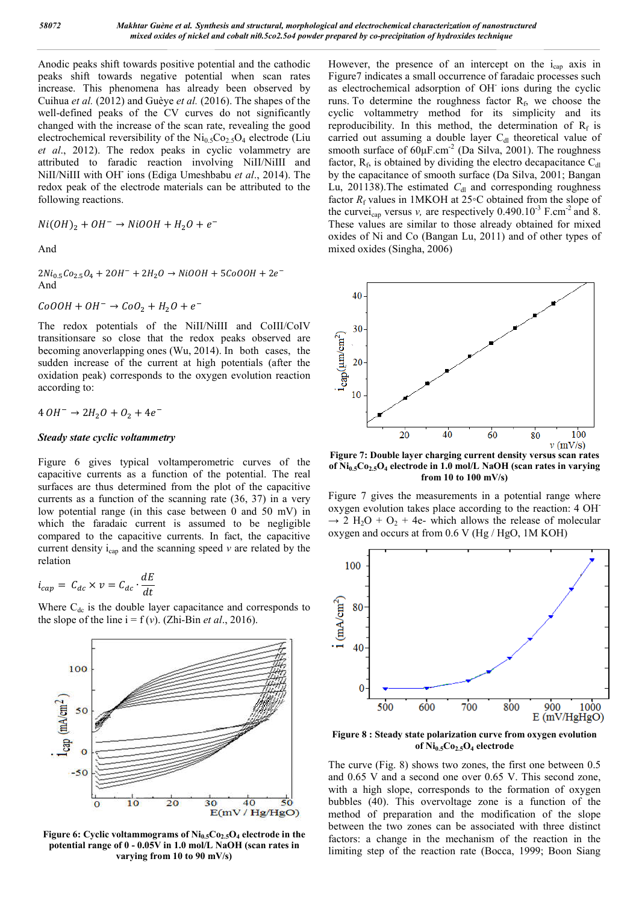Anodic peaks shift towards positive potential and the cathodic peaks shift towards negative potential when scan rates increase. This phenomena has already been observed by Cuihua *et al.* (2012) and Guèye *et al.* (2016). The shapes of the well-defined peaks of the CV curves do not significantly changed with the increase of the scan rate, revealing the good electrochemical reversibility of the $Ni_{0.5}Co_{2.5}O_4$ electrode (Liu *et al.*, 2012). The redox peaks in cyclic volammetry are attributed to faradic reaction involving NiII/NiIII and NiII/NiIII with $OH^-$ ions (Ediga Umeshbabu *et al.*, 2014). The redox peak of the electrode materials can be attributed to the following reactions.

$$Ni(OH)_2 + OH^- \rightarrow NiOOH + H_2O + e^-$$

And

$$2Ni_{0.5}Co_{2.5}O_4 + 2OH^- + 2H_2O \rightarrow NiOOH + 5CoOOH + 2e^-$$

And

$$CoOOH + OH^- \rightarrow CoO_2 + H_2O + e^-$$

The redox potentials of the NiII/NiIII and CoIII/CoIV transitionsare so close that the redox peaks observed are becoming anoverlapping ones (Wu, 2014). In both cases, the sudden increase of the current at high potentials (after the oxidation peak) corresponds to the oxygen evolution reaction according to:

$$4\,OH^- \rightarrow 2H_2O + O_2 + 4e^-$$

### *Steady state cyclic voltammetry*

Figure 6 gives typical voltamperometric curves of the capacitive currents as a function of the potential. The real surfaces are thus determined from the plot of the capacitive currents as a function of the scanning rate (36, 37) in a very low potential range (in this case between 0 and 50 mV) in which the faradaic current is assumed to be negligible compared to the capacitive currents. In fact, the capacitive current density $i_{cap}$ and the scanning speed $v$ are related by the relation

$$i_{cap} = C_{dc} \times v = C_{dc} \cdot \frac{dE}{dt}$$

Where $C_{dc}$ is the double layer capacitance and corresponds to the slope of the line $i = f(v)$. (Zhi-Bin *et al*., 2016).

**Figure 6: Cyclic voltammograms of $Ni_{0.5}Co_{2.5}O_4$ electrode in the potential range of 0 - 0.05V in 1.0 mol/L NaOH (scan rates in varying from 10 to 90 mV/s)**

However, the presence of an intercept on the $i_{cap}$ axis in Figure7 indicates a small occurrence of faradic processes such as electrochemical adsorption of $OH^-$ ions during the cyclic runs. To determine the roughness factor $R_f$, we choose the cyclic voltammetry method for its simplicity and its reproducibility. In this method, the determination of $R_f$ is carried out assuming a double layer $C_{dl}$ theoretical value of smooth surface of 60μF.cm$^{-2}$ (Da Silva, 2001). The roughness factor, $R_f$, is obtained by dividing the electro decapacitance $C_{dl}$ by the capacitance of smooth surface (Da Silva, 2001; Bangan Lu, 201138).The estimated $C_{dl}$ and corresponding roughness factor $R_f$ values in 1MKOH at 25◦C obtained from the slope of the curvei$_{cap}$ versus $v$, are respectively 0.490.10$^{-3}$ F.cm$^{-2}$ and 8. These values are similar to those already obtained for mixed oxides of Ni and Co (Bangan Lu, 2011) and of other types of mixed oxides (Singha, 2006)

**Figure 7: Double layer charging current density versus scan rates of $Ni_{0.5}Co_{2.5}O_4$ electrode in 1.0 mol/L NaOH (scan rates in varying from 10 to 100 mV/s)**

Figure 7 gives the measurements in a potential range where oxygen evolution takes place according to the reaction: 4 $OH^-$ → 2 $H_2O$ + $O_2$ + 4e- which allows the release of molecular oxygen and occurs at from 0.6 V (Hg / HgO, 1M KOH)

**Figure 8 : Steady state polarization curve from oxygen evolution of $Ni_{0.5}Co_{2.5}O_4$ electrode**

The curve (Fig. 8) shows two zones, the first one between 0.5 and 0.65 V and a second one over 0.65 V. This second zone, with a high slope, corresponds to the formation of oxygen bubbles (40). This overvoltage zone is a function of the method of preparation and the modification of the slope between the two zones can be associated with three distinct factors: a change in the mechanism of the reaction in the limiting step of the reaction rate (Bocca, 1999; Boon Siang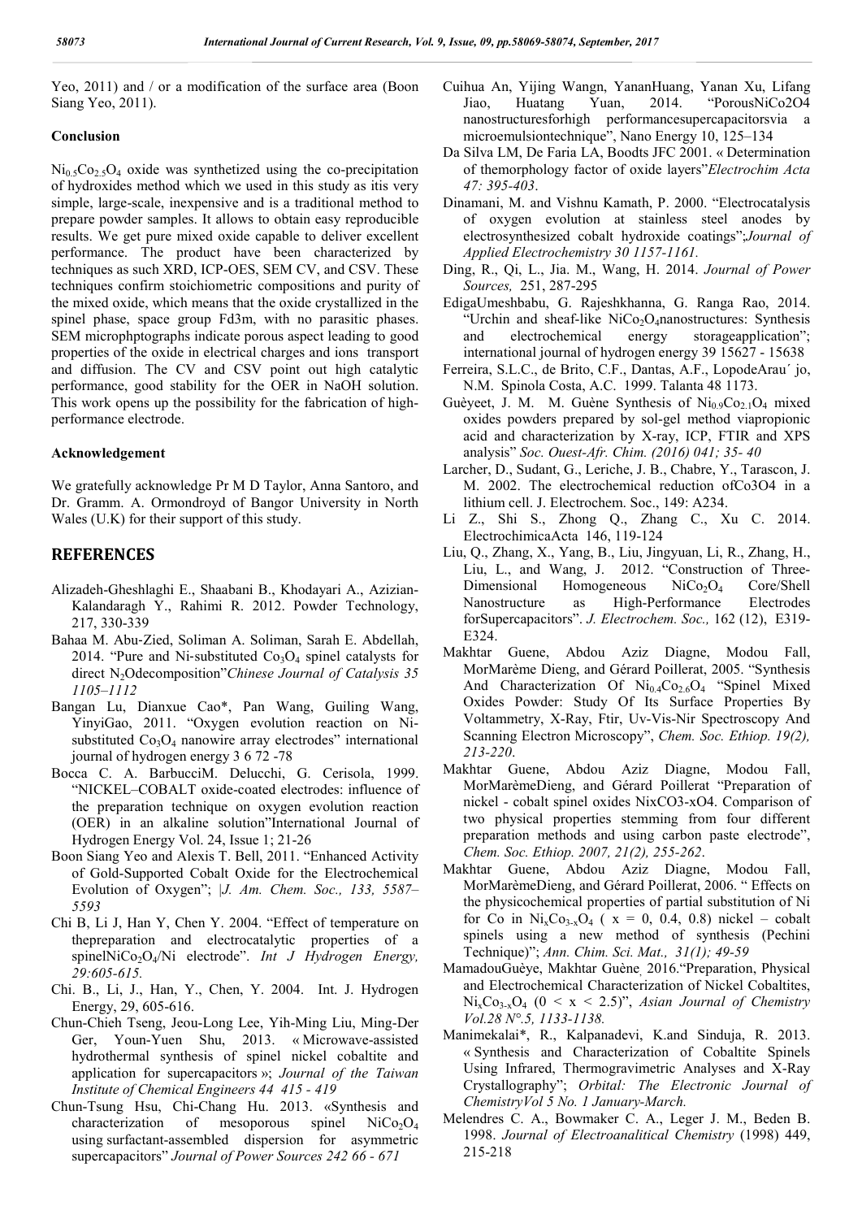Yeo, 2011) and / or a modification of the surface area (Boon Siang Yeo, 2011).

### Conclusion

$Ni_{0.5}Co_{2.5}O_4$ oxide was synthetized using the co-precipitation of hydroxides method which we used in this study as itis very simple, large-scale, inexpensive and is a traditional method to prepare powder samples. It allows to obtain easy reproducible results. We get pure mixed oxide capable to deliver excellent performance. The product have been characterized by techniques as such XRD, ICP-OES, SEM CV, and CSV. These techniques confirm stoichiometric compositions and purity of the mixed oxide, which means that the oxide crystallized in the spinel phase, space group Fd3m, with no parasitic phases. SEM microphptographs indicate porous aspect leading to good properties of the oxide in electrical charges and ions transport and diffusion. The CV and CSV point out high catalytic performance, good stability for the OER in NaOH solution. This work opens up the possibility for the fabrication of high-performance electrode.

### Acknowledgement

We gratefully acknowledge Pr M D Taylor, Anna Santoro, and Dr. Gramm. A. Ormondroyd of Bangor University in North Wales (U.K) for their support of this study.

## REFERENCES

Alizadeh-Gheshlaghi E., Shaabani B., Khodayari A., Azizian-Kalandaragh Y., Rahimi R. 2012. Powder Technology, 217, 330-339

Bahaa M. Abu-Zied, Soliman A. Soliman, Sarah E. Abdellah, 2014. "Pure and Ni-substituted $Co_3O_4$ spinel catalysts for direct $N_2O$decomposition"*Chinese Journal of Catalysis 35 1105–1112*

Bangan Lu, Dianxue Cao*, Pan Wang, Guiling Wang, YinyiGao, 2011. "Oxygen evolution reaction on Ni-substituted $Co_3O_4$ nanowire array electrodes" international journal of hydrogen energy 3 6 72 -78

Bocca C. A. BarbucciM. Delucchi, G. Cerisola, 1999. "NICKEL–COBALT oxide-coated electrodes: influence of the preparation technique on oxygen evolution reaction (OER) in an alkaline solution"International Journal of Hydrogen Energy Vol. 24, Issue 1; 21-26

Boon Siang Yeo and Alexis T. Bell, 2011. "Enhanced Activity of Gold-Supported Cobalt Oxide for the Electrochemical Evolution of Oxygen"; |*J. Am. Chem. Soc., 133, 5587–5593*

Chi B, Li J, Han Y, Chen Y. 2004. "Effect of temperature on thepreparation and electrocatalytic properties of a spinel$NiCo_2O_4$/Ni electrode". *Int J Hydrogen Energy, 29:605-615.*

Chi. B., Li, J., Han, Y., Chen, Y. 2004. Int. J. Hydrogen Energy, 29, 605-616.

Chun-Chieh Tseng, Jeou-Long Lee, Yih-Ming Liu, Ming-Der Ger, Youn-Yuen Shu, 2013. « Microwave-assisted hydrothermal synthesis of spinel nickel cobaltite and application for supercapacitors »; *Journal of the Taiwan Institute of Chemical Engineers 44 415 - 419*

Chun-Tsung Hsu, Chi-Chang Hu. 2013. «Synthesis and characterization of mesoporous spinel $NiCo_2O_4$ using surfactant-assembled dispersion for asymmetric supercapacitors" *Journal of Power Sources 242 66 - 671*

Cuihua An, Yijing Wangn, YananHuang, Yanan Xu, Lifang Jiao, Huatang Yuan, 2014. "PorousNiCo2O4 nanostructuresforhigh performancesupercapacitorsvia a microemulsiontechnique", Nano Energy 10, 125–134

Da Silva LM, De Faria LA, Boodts JFC 2001. « Determination of themorphology factor of oxide layers"*Electrochim Acta 47: 395-403*.

Dinamani, M. and Vishnu Kamath, P. 2000. "Electrocatalysis of oxygen evolution at stainless steel anodes by electrosynthesized cobalt hydroxide coatings";*Journal of Applied Electrochemistry 30 1157-1161.*

Ding, R., Qi, L., Jia. M., Wang, H. 2014. *Journal of Power Sources,* 251, 287-295

EdigaUmeshbabu, G. Rajeshkhanna, G. Ranga Rao, 2014. "Urchin and sheaf-like $NiCo_2O_4$nanostructures: Synthesis and electrochemical energy storageapplication"; international journal of hydrogen energy 39 15627 - 15638

Ferreira, S.L.C., de Brito, C.F., Dantas, A.F., LopodeArau´ jo, N.M. Spinola Costa, A.C. 1999. Talanta 48 1173.

Guèyeet, J. M. M. Guène Synthesis of $Ni_{0.9}Co_{2.1}O_4$ mixed oxides powders prepared by sol-gel method viapropionic acid and characterization by X-ray, ICP, FTIR and XPS analysis" *Soc. Ouest-Afr. Chim. (2016) 041; 35- 40*

Larcher, D., Sudant, G., Leriche, J. B., Chabre, Y., Tarascon, J. M. 2002. The electrochemical reduction ofCo3O4 in a lithium cell. J. Electrochem. Soc., 149: A234.

Li Z., Shi S., Zhong Q., Zhang C., Xu C. 2014. ElectrochimicaActa 146, 119-124

Liu, Q., Zhang, X., Yang, B., Liu, Jingyuan, Li, R., Zhang, H., Liu, L., and Wang, J. 2012. "Construction of Three-Dimensional Homogeneous $NiCo_2O_4$ Core/Shell Nanostructure as High-Performance Electrodes forSupercapacitors". *J. Electrochem. Soc.,* 162 (12), E319-E324.

Makhtar Guene, Abdou Aziz Diagne, Modou Fall, MorMarème Dieng, and Gérard Poillerat, 2005. "Synthesis And Characterization Of $Ni_{0.4}Co_{2.6}O_4$ "Spinel Mixed Oxides Powder: Study Of Its Surface Properties By Voltammetry, X-Ray, Ftir, Uv-Vis-Nir Spectroscopy And Scanning Electron Microscopy", *Chem. Soc. Ethiop. 19(2), 213-220*.

Makhtar Guene, Abdou Aziz Diagne, Modou Fall, MorMarèmeDieng, and Gérard Poillerat "Preparation of nickel - cobalt spinel oxides NixCO3-xO4. Comparison of two physical properties stemming from four different preparation methods and using carbon paste electrode", *Chem. Soc. Ethiop. 2007, 21(2), 255-262*.

Makhtar Guene, Abdou Aziz Diagne, Modou Fall, MorMarèmeDieng, and Gérard Poillerat, 2006. " Effects on the physicochemical properties of partial substitution of Ni for Co in $Ni_xCo_{3-x}O_4$ ( x = 0, 0.4, 0.8) nickel – cobalt spinels using a new method of synthesis (Pechini Technique)"; *Ann. Chim. Sci. Mat., 31(1); 49-59*

MamadouGuèye, Makhtar Guène, 2016."Preparation, Physical and Electrochemical Characterization of Nickel Cobaltites, $Ni_xCo_{3-x}O_4$ ($0 < x < 2.5$)", *Asian Journal of Chemistry Vol.28 N°.5, 1133-1138.*

Manimekalai*, R., Kalpanadevi, K.and Sinduja, R. 2013. « Synthesis and Characterization of Cobaltite Spinels Using Infrared, Thermogravimetric Analyses and X-Ray Crystallography"; *Orbital: The Electronic Journal of ChemistryVol 5 No. 1 January-March.*

Melendres C. A., Bowmaker C. A., Leger J. M., Beden B. 1998. *Journal of Electroanalitical Chemistry* (1998) 449, 215-218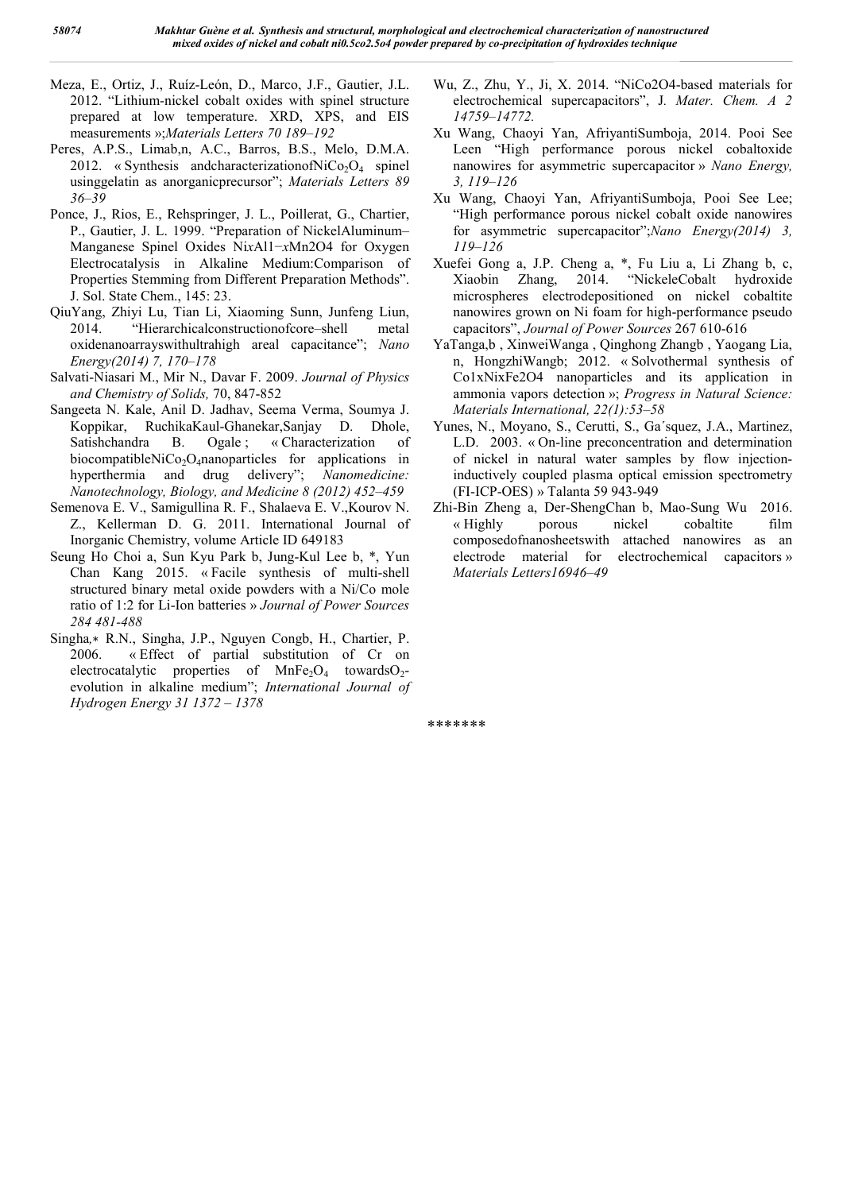Meza, E., Ortiz, J., Ruíz-León, D., Marco, J.F., Gautier, J.L. 2012. "Lithium-nickel cobalt oxides with spinel structure prepared at low temperature. XRD, XPS, and EIS measurements »;*Materials Letters 70 189–192*

Peres, A.P.S., Limab,n, A.C., Barros, B.S., Melo, D.M.A. 2012. « Synthesis andcharacterizationof$NiCo_2O_4$ spinel usinggelatin as anorganicprecursor"; *Materials Letters 89 36–39*

Ponce, J., Rios, E., Rehspringer, J. L., Poillerat, G., Chartier, P., Gautier, J. L. 1999. "Preparation of NickelAluminum–Manganese Spinel Oxides Ni*x*Al1−*x*Mn2O4 for Oxygen Electrocatalysis in Alkaline Medium:Comparison of Properties Stemming from Different Preparation Methods". J. Sol. State Chem., 145: 23.

QiuYang, Zhiyi Lu, Tian Li, Xiaoming Sunn, Junfeng Liun, 2014. "Hierarchicalconstructionofcore–shell metal oxidenanoarrayswithultrahigh areal capacitance"; *Nano Energy(2014) 7, 170–178*

Salvati-Niasari M., Mir N., Davar F. 2009. *Journal of Physics and Chemistry of Solids,* 70, 847-852

Sangeeta N. Kale, Anil D. Jadhav, Seema Verma, Soumya J. Koppikar, RuchikaKaul-Ghanekar,Sanjay D. Dhole, Satishchandra B. Ogale ; « Characterization of biocompatible$NiCo_2O_4$nanoparticles for applications in hyperthermia and drug delivery"; *Nanomedicine: Nanotechnology, Biology, and Medicine 8 (2012) 452–459*

Semenova E. V., Samigullina R. F., Shalaeva E. V.,Kourov N. Z., Kellerman D. G. 2011. International Journal of Inorganic Chemistry, volume Article ID 649183

Seung Ho Choi a, Sun Kyu Park b, Jung-Kul Lee b, *, Yun Chan Kang 2015. « Facile synthesis of multi-shell structured binary metal oxide powders with a Ni/Co mole ratio of 1:2 for Li-Ion batteries » *Journal of Power Sources 284 481-488*

Singha,∗ R.N., Singha, J.P., Nguyen Congb, H., Chartier, P. 2006. « Effect of partial substitution of Cr on electrocatalytic properties of $MnFe_2O_4$ towards$O_2$-evolution in alkaline medium"; *International Journal of Hydrogen Energy 31 1372 – 1378*

Wu, Z., Zhu, Y., Ji, X. 2014. "NiCo2O4-based materials for electrochemical supercapacitors", J*. Mater. Chem. A 2 14759–14772.*

Xu Wang, Chaoyi Yan, AfriyantiSumboja, 2014. Pooi See Leen "High performance porous nickel cobaltoxide nanowires for asymmetric supercapacitor » *Nano Energy, 3, 119–126*

Xu Wang, Chaoyi Yan, AfriyantiSumboja, Pooi See Lee; "High performance porous nickel cobalt oxide nanowires for asymmetric supercapacitor";*Nano Energy(2014) 3, 119–126*

Xuefei Gong a, J.P. Cheng a, *, Fu Liu a, Li Zhang b, c, Xiaobin Zhang, 2014. "NickeleCobalt hydroxide microspheres electrodepositioned on nickel cobaltite nanowires grown on Ni foam for high-performance pseudo capacitors", *Journal of Power Sources* 267 610-616

YaTanga,b , XinweiWanga , Qinghong Zhangb , Yaogang Lia, n, HongzhiWangb; 2012. « Solvothermal synthesis of Co1xNixFe2O4 nanoparticles and its application in ammonia vapors detection »; *Progress in Natural Science: Materials International, 22(1):53–58*

Yunes, N., Moyano, S., Cerutti, S., Ga´squez, J.A., Martinez, L.D. 2003. « On-line preconcentration and determination of nickel in natural water samples by flow injection-inductively coupled plasma optical emission spectrometry (FI-ICP-OES) » Talanta 59 943-949

Zhi-Bin Zheng a, Der-ShengChan b, Mao-Sung Wu 2016. « Highly porous nickel cobaltite film composedofnanosheetswith attached nanowires as an electrode material for electrochemical capacitors » *Materials Letters16946–49*

\*\*\*\*\*\*\*